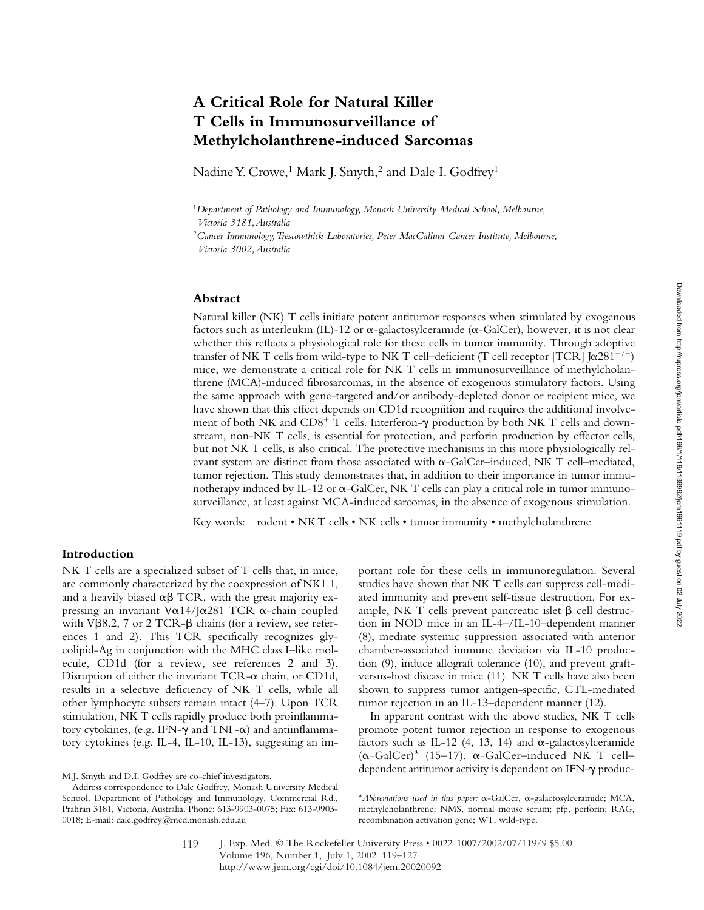# A Critical Role for Natural Killer T Cells in Immunosurveillance of Methylcholanthrene-induced Sarcomas

Nadine Y. Crowe,[1] Mark J. Smyth,[2] and Dale I. Godfrey[1]

[1]*Department of Pathology and Immunology, Monash University Medical School, Melbourne, Victoria 3181, Australia*

[2]*Cancer Immunology, Trescowthick Laboratories, Peter MacCallum Cancer Institute, Melbourne, Victoria 3002, Australia*

## Abstract

Natural killer (NK) T cells initiate potent antitumor responses when stimulated by exogenous factors such as interleukin (IL)-12 or α-galactosylceramide (α-GalCer), however, it is not clear whether this reflects a physiological role for these cells in tumor immunity. Through adoptive transfer of NK T cells from wild-type to NK T cell–deficient (T cell receptor [TCR] Jα281$^{-/-}$) mice, we demonstrate a critical role for NK T cells in immunosurveillance of methylcholanthrene (MCA)-induced fibrosarcomas, in the absence of exogenous stimulatory factors. Using the same approach with gene-targeted and/or antibody-depleted donor or recipient mice, we have shown that this effect depends on CD1d recognition and requires the additional involvement of both NK and CD8$^{+}$ T cells. Interferon-γ production by both NK T cells and downstream, non-NK T cells, is essential for protection, and perforin production by effector cells, but not NK T cells, is also critical. The protective mechanisms in this more physiologically relevant system are distinct from those associated with α-GalCer–induced, NK T cell–mediated, tumor rejection. This study demonstrates that, in addition to their importance in tumor immunotherapy induced by IL-12 or α-GalCer, NK T cells can play a critical role in tumor immunosurveillance, at least against MCA-induced sarcomas, in the absence of exogenous stimulation.

Key words: rodent • NK T cells • NK cells • tumor immunity • methylcholanthrene

## Introduction

NK T cells are a specialized subset of T cells that, in mice, are commonly characterized by the coexpression of NK1.1, and a heavily biased αβ TCR, with the great majority expressing an invariant Vα14/Jα281 TCR α-chain coupled with Vβ8.2, 7 or 2 TCR-β chains (for a review, see references 1 and 2). This TCR specifically recognizes glycolipid-Ag in conjunction with the MHC class I–like molecule, CD1d (for a review, see references 2 and 3). Disruption of either the invariant TCR-α chain, or CD1d, results in a selective deficiency of NK T cells, while all other lymphocyte subsets remain intact (4–7). Upon TCR stimulation, NK T cells rapidly produce both proinflammatory cytokines, (e.g. IFN-γ and TNF-α) and antiinflammatory cytokines (e.g. IL-4, IL-10, IL-13), suggesting an important role for these cells in immunoregulation. Several studies have shown that NK T cells can suppress cell-mediated immunity and prevent self-tissue destruction. For example, NK T cells prevent pancreatic islet β cell destruction in NOD mice in an IL-4–/IL-10–dependent manner (8), mediate systemic suppression associated with anterior chamber-associated immune deviation via IL-10 production (9), induce allograft tolerance (10), and prevent graft-versus-host disease in mice (11). NK T cells have also been shown to suppress tumor antigen-specific, CTL-mediated tumor rejection in an IL-13–dependent manner (12).

In apparent contrast with the above studies, NK T cells promote potent tumor rejection in response to exogenous factors such as IL-12 (4, 13, 14) and α-galactosylceramide (α-GalCer)* (15–17). α-GalCer–induced NK T cell–dependent antitumor activity is dependent on IFN-γ produc-

M.J. Smyth and D.I. Godfrey are co-chief investigators.

Address correspondence to Dale Godfrey, Monash University Medical School, Department of Pathology and Immunology, Commercial Rd., Prahran 3181, Victoria, Australia. Phone: 613-9903-0075; Fax: 613-9903-0018; E-mail: dale.godfrey@med.monash.edu.au

**Abbreviations used in this paper:* α-GalCer, α-galactosylceramide; MCA, methylcholanthrene; NMS, normal mouse serum; pfp, perforin; RAG, recombination activation gene; WT, wild-type.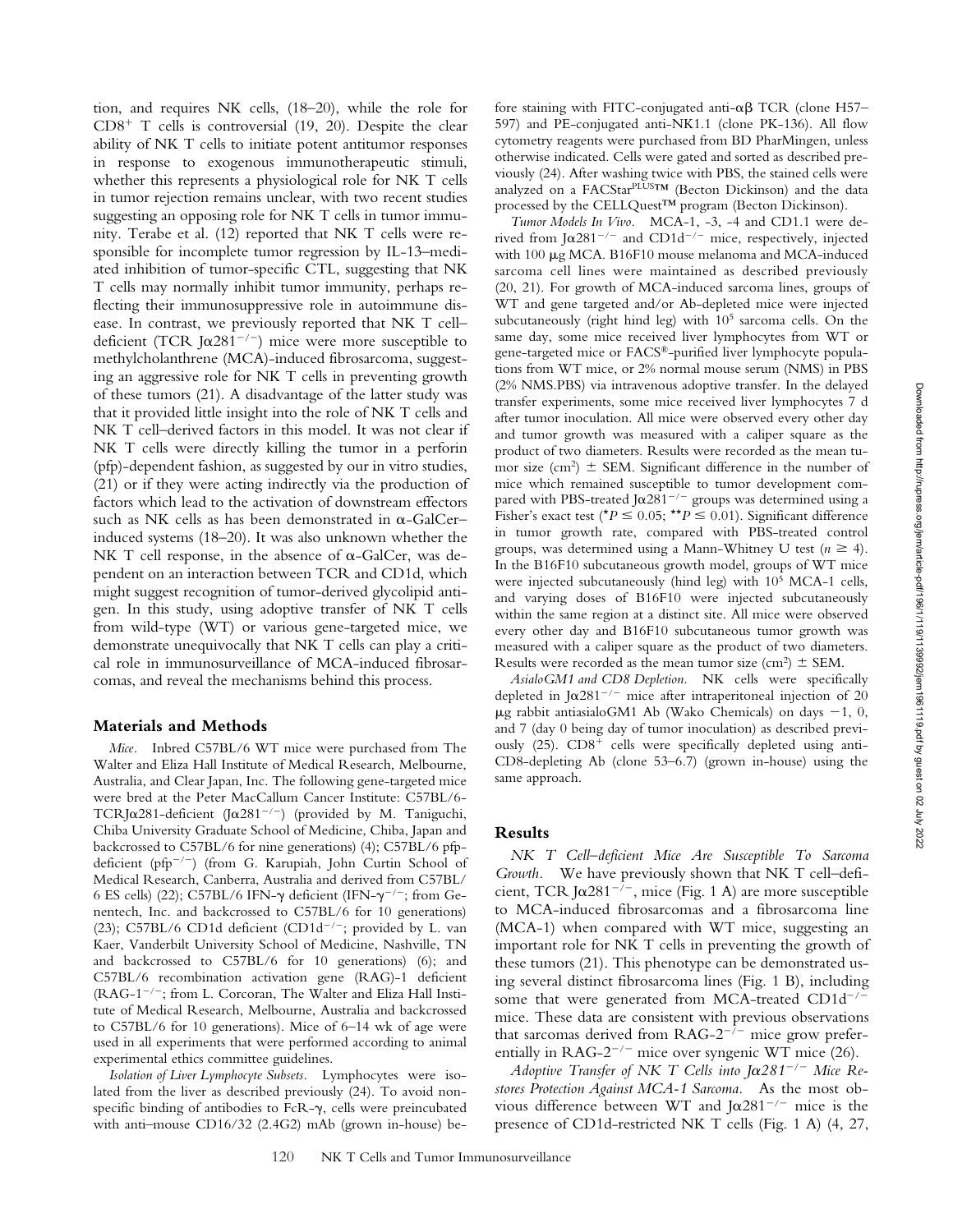tion, and requires NK cells, (18–20), while the role for CD8+ T cells is controversial (19, 20). Despite the clear ability of NK T cells to initiate potent antitumor responses in response to exogenous immunotherapeutic stimuli, whether this represents a physiological role for NK T cells in tumor rejection remains unclear, with two recent studies suggesting an opposing role for NK T cells in tumor immunity. Terabe et al. (12) reported that NK T cells were responsible for incomplete tumor regression by IL-13–mediated inhibition of tumor-specific CTL, suggesting that NK T cells may normally inhibit tumor immunity, perhaps reflecting their immunosuppressive role in autoimmune disease. In contrast, we previously reported that NK T cell–deficient (TCR Jα281$^{-/-}$) mice were more susceptible to methylcholanthrene (MCA)-induced fibrosarcoma, suggesting an aggressive role for NK T cells in preventing growth of these tumors (21). A disadvantage of the latter study was that it provided little insight into the role of NK T cells and NK T cell–derived factors in this model. It was not clear if NK T cells were directly killing the tumor in a perforin (pfp)-dependent fashion, as suggested by our in vitro studies, (21) or if they were acting indirectly via the production of factors which lead to the activation of downstream effectors such as NK cells as has been demonstrated in α-GalCer–induced systems (18–20). It was also unknown whether the NK T cell response, in the absence of α-GalCer, was dependent on an interaction between TCR and CD1d, which might suggest recognition of tumor-derived glycolipid antigen. In this study, using adoptive transfer of NK T cells from wild-type (WT) or various gene-targeted mice, we demonstrate unequivocally that NK T cells can play a critical role in immunosurveillance of MCA-induced fibrosarcomas, and reveal the mechanisms behind this process.

## Materials and Methods

*Mice.* Inbred C57BL/6 WT mice were purchased from The Walter and Eliza Hall Institute of Medical Research, Melbourne, Australia, and Clear Japan, Inc. The following gene-targeted mice were bred at the Peter MacCallum Cancer Institute: C57BL/6-TCRJα281-deficient (Jα281$^{-/-}$) (provided by M. Taniguchi, Chiba University Graduate School of Medicine, Chiba, Japan and backcrossed to C57BL/6 for nine generations) (4); C57BL/6 pfp-deficient (pfp$^{-/-}$) (from G. Karupiah, John Curtin School of Medical Research, Canberra, Australia and derived from C57BL/6 ES cells) (22); C57BL/6 IFN-γ deficient (IFN-γ$^{-/-}$; from Genentech, Inc. and backcrossed to C57BL/6 for 10 generations) (23); C57BL/6 CD1d deficient (CD1d$^{-/-}$; provided by L. van Kaer, Vanderbilt University School of Medicine, Nashville, TN and backcrossed to C57BL/6 for 10 generations) (6); and C57BL/6 recombination activation gene (RAG)-1 deficient (RAG-1$^{-/-}$; from L. Corcoran, The Walter and Eliza Hall Institute of Medical Research, Melbourne, Australia and backcrossed to C57BL/6 for 10 generations). Mice of 6–14 wk of age were used in all experiments that were performed according to animal experimental ethics committee guidelines.

*Isolation of Liver Lymphocyte Subsets.* Lymphocytes were isolated from the liver as described previously (24). To avoid nonspecific binding of antibodies to FcR-γ, cells were preincubated with anti–mouse CD16/32 (2.4G2) mAb (grown in-house) before staining with FITC-conjugated anti-αβ TCR (clone H57–597) and PE-conjugated anti-NK1.1 (clone PK-136). All flow cytometry reagents were purchased from BD PharMingen, unless otherwise indicated. Cells were gated and sorted as described previously (24). After washing twice with PBS, the stained cells were analyzed on a FACStar$^{PLUS}$™ (Becton Dickinson) and the data processed by the CELLQuest™ program (Becton Dickinson).

*Tumor Models In Vivo.* MCA-1, -3, -4 and CD1.1 were derived from Jα281$^{-/-}$ and CD1d$^{-/-}$ mice, respectively, injected with 100 μg MCA. B16F10 mouse melanoma and MCA-induced sarcoma cell lines were maintained as described previously (20, 21). For growth of MCA-induced sarcoma lines, groups of WT and gene targeted and/or Ab-depleted mice were injected subcutaneously (right hind leg) with $10^5$ sarcoma cells. On the same day, some mice received liver lymphocytes from WT or gene-targeted mice or FACS®-purified liver lymphocyte populations from WT mice, or 2% normal mouse serum (NMS) in PBS (2% NMS.PBS) via intravenous adoptive transfer. In the delayed transfer experiments, some mice received liver lymphocytes 7 d after tumor inoculation. All mice were observed every other day and tumor growth was measured with a caliper square as the product of two diameters. Results were recorded as the mean tumor size (cm$^2$) ± SEM. Significant difference in the number of mice which remained susceptible to tumor development compared with PBS-treated Jα281$^{-/-}$ groups was determined using a Fisher's exact test (*$P \leq 0.05$; **$P \leq 0.01$). Significant difference in tumor growth rate, compared with PBS-treated control groups, was determined using a Mann-Whitney U test ($n \geq 4$). In the B16F10 subcutaneous growth model, groups of WT mice were injected subcutaneously (hind leg) with $10^5$ MCA-1 cells, and varying doses of B16F10 were injected subcutaneously within the same region at a distinct site. All mice were observed every other day and B16F10 subcutaneous tumor growth was measured with a caliper square as the product of two diameters. Results were recorded as the mean tumor size (cm$^2$) ± SEM.

*AsialoGM1 and CD8 Depletion.* NK cells were specifically depleted in Jα281$^{-/-}$ mice after intraperitoneal injection of 20 μg rabbit antiasialoGM1 Ab (Wako Chemicals) on days −1, 0, and 7 (day 0 being day of tumor inoculation) as described previously (25). CD8+ cells were specifically depleted using anti-CD8-depleting Ab (clone 53–6.7) (grown in-house) using the same approach.

## Results

*NK T Cell–deficient Mice Are Susceptible To Sarcoma Growth.* We have previously shown that NK T cell–deficient, TCR Jα281$^{-/-}$, mice (Fig. 1 A) are more susceptible to MCA-induced fibrosarcomas and a fibrosarcoma line (MCA-1) when compared with WT mice, suggesting an important role for NK T cells in preventing the growth of these tumors (21). This phenotype can be demonstrated using several distinct fibrosarcoma lines (Fig. 1 B), including some that were generated from MCA-treated CD1d$^{-/-}$ mice. These data are consistent with previous observations that sarcomas derived from RAG-2$^{-/-}$ mice grow preferentially in RAG-2$^{-/-}$ mice over syngenic WT mice (26).

*Adoptive Transfer of NK T Cells into Jα281$^{-/-}$ Mice Restores Protection Against MCA-1 Sarcoma.* As the most obvious difference between WT and Jα281$^{-/-}$ mice is the presence of CD1d-restricted NK T cells (Fig. 1 A) (4, 27,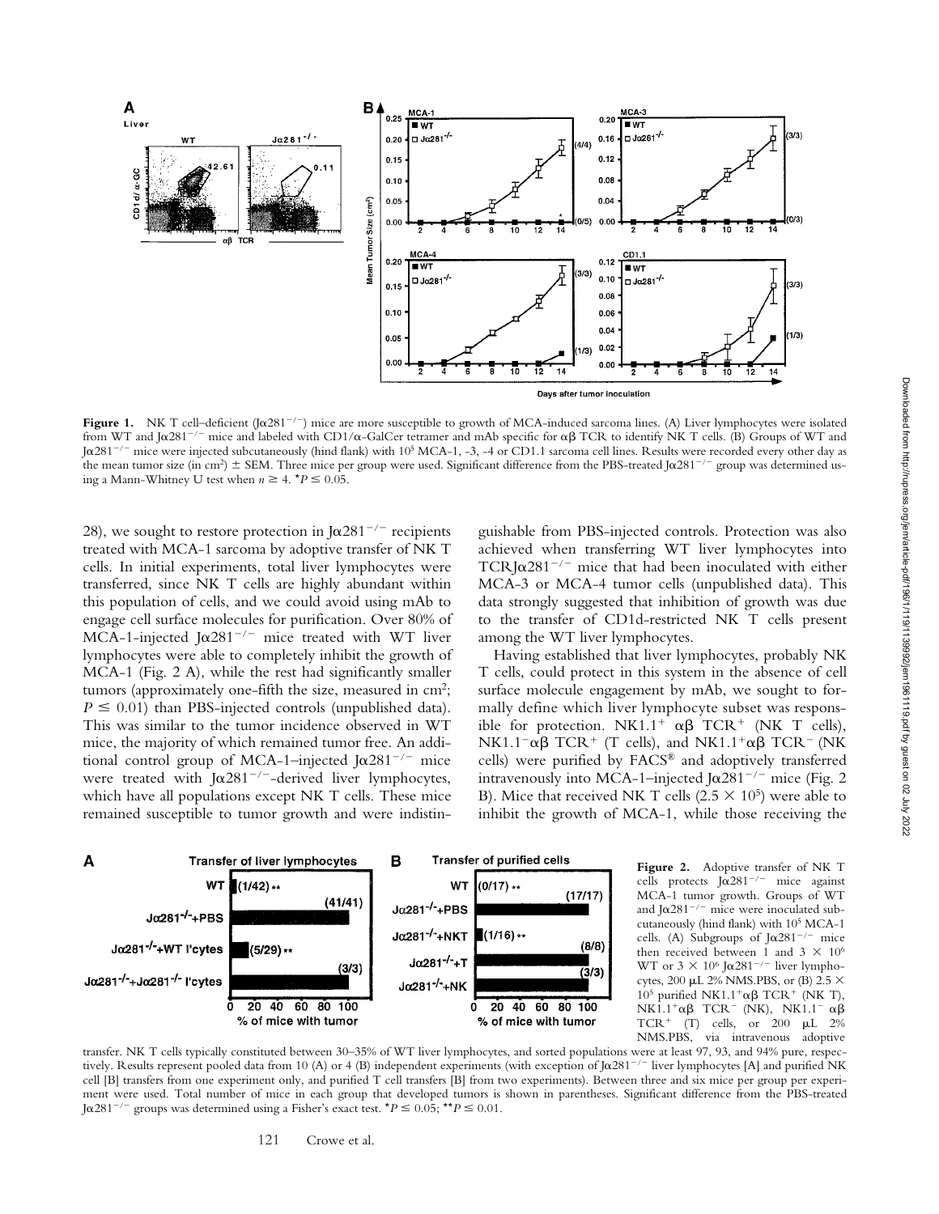**Figure 1.** NK T cell–deficient (Jα281$^{-/-}$) mice are more susceptible to growth of MCA-induced sarcoma lines. (A) Liver lymphocytes were isolated from WT and Jα281$^{-/-}$ mice and labeled with CD1/α-GalCer tetramer and mAb specific for αβ TCR to identify NK T cells. (B) Groups of WT and Jα281$^{-/-}$ mice were injected subcutaneously (hind flank) with $10^5$ MCA-1, -3, -4 or CD1.1 sarcoma cell lines. Results were recorded every other day as the mean tumor size (in cm$^2$) ± SEM. Three mice per group were used. Significant difference from the PBS-treated Jα281$^{-/-}$ group was determined using a Mann-Whitney U test when $n \geq 4$. $^*P \leq 0.05$.

28), we sought to restore protection in Jα281$^{-/-}$ recipients treated with MCA-1 sarcoma by adoptive transfer of NK T cells. In initial experiments, total liver lymphocytes were transferred, since NK T cells are highly abundant within this population of cells, and we could avoid using mAb to engage cell surface molecules for purification. Over 80% of MCA-1-injected Jα281$^{-/-}$ mice treated with WT liver lymphocytes were able to completely inhibit the growth of MCA-1 (Fig. 2 A), while the rest had significantly smaller tumors (approximately one-fifth the size, measured in cm$^2$; $P \leq 0.01$) than PBS-injected controls (unpublished data). This was similar to the tumor incidence observed in WT mice, the majority of which remained tumor free. An additional control group of MCA-1–injected Jα281$^{-/-}$ mice were treated with Jα281$^{-/-}$-derived liver lymphocytes, which have all populations except NK T cells. These mice remained susceptible to tumor growth and were indistinguishable from PBS-injected controls. Protection was also achieved when transferring WT liver lymphocytes into TCRJα281$^{-/-}$ mice that had been inoculated with either MCA-3 or MCA-4 tumor cells (unpublished data). This data strongly suggested that inhibition of growth was due to the transfer of CD1d-restricted NK T cells present among the WT liver lymphocytes.

Having established that liver lymphocytes, probably NK T cells, could protect in this system in the absence of cell surface molecule engagement by mAb, we sought to formally define which liver lymphocyte subset was responsible for protection. NK1.1$^+$ αβ TCR$^+$ (NK T cells), NK1.1$^-$αβ TCR$^+$ (T cells), and NK1.1$^+$αβ TCR$^-$ (NK cells) were purified by FACS® and adoptively transferred intravenously into MCA-1–injected Jα281$^{-/-}$ mice (Fig. 2 B). Mice that received NK T cells ($2.5 \times 10^5$) were able to inhibit the growth of MCA-1, while those receiving the

**Figure 2.** Adoptive transfer of NK T cells protects Jα281$^{-/-}$ mice against MCA-1 tumor growth. Groups of WT and Jα281$^{-/-}$ mice were inoculated subcutaneously (hind flank) with $10^5$ MCA-1 cells. (A) Subgroups of Jα281$^{-/-}$ mice then received between 1 and $3 \times 10^6$ WT or $3 \times 10^6$ Jα281$^{-/-}$ liver lymphocytes, 200 μL 2% NMS.PBS, or (B) $2.5 \times 10^5$ purified NK1.1$^+$αβ TCR$^+$ (NK T), NK1.1$^+$αβ TCR$^-$ (NK), NK1.1$^-$ αβ TCR$^+$ (T) cells, or 200 μL 2% NMS.PBS, via intravenous adoptive transfer. NK T cells typically constituted between 30–35% of WT liver lymphocytes, and sorted populations were at least 97, 93, and 94% pure, respectively. Results represent pooled data from 10 (A) or 4 (B) independent experiments (with exception of Jα281$^{-/-}$ liver lymphocytes [A] and purified NK cell [B] transfers from one experiment only, and purified T cell transfers [B] from two experiments). Between three and six mice per group per experiment were used. Total number of mice in each group that developed tumors is shown in parentheses. Significant difference from the PBS-treated Jα281$^{-/-}$ groups was determined using a Fisher's exact test. $^*P \leq 0.05$; $^{**}P \leq 0.01$.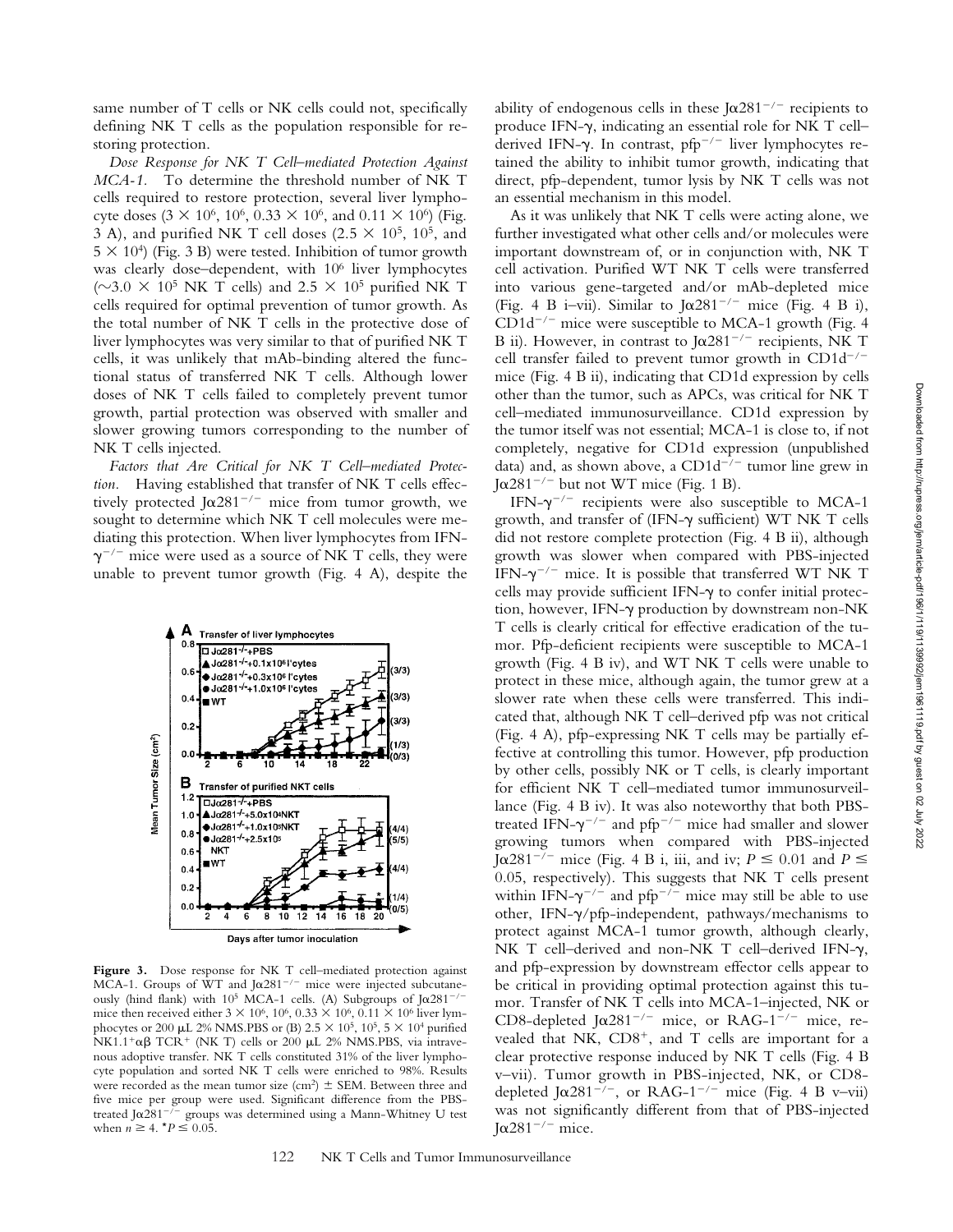same number of T cells or NK cells could not, specifically defining NK T cells as the population responsible for restoring protection.

*Dose Response for NK T Cell–mediated Protection Against MCA-1.* To determine the threshold number of NK T cells required to restore protection, several liver lymphocyte doses ($3 \times 10^6$, $10^6$, $0.33 \times 10^6$, and $0.11 \times 10^6$) (Fig. 3 A), and purified NK T cell doses ($2.5 \times 10^5$, $10^5$, and $5 \times 10^4$) (Fig. 3 B) were tested. Inhibition of tumor growth was clearly dose–dependent, with $10^6$ liver lymphocytes ($\sim 3.0 \times 10^5$ NK T cells) and $2.5 \times 10^5$ purified NK T cells required for optimal prevention of tumor growth. As the total number of NK T cells in the protective dose of liver lymphocytes was very similar to that of purified NK T cells, it was unlikely that mAb-binding altered the functional status of transferred NK T cells. Although lower doses of NK T cells failed to completely prevent tumor growth, partial protection was observed with smaller and slower growing tumors corresponding to the number of NK T cells injected.

*Factors that Are Critical for NK T Cell–mediated Protection.* Having established that transfer of NK T cells effectively protected J$\alpha$281$^{-/-}$ mice from tumor growth, we sought to determine which NK T cell molecules were mediating this protection. When liver lymphocytes from IFN-$\gamma^{-/-}$ mice were used as a source of NK T cells, they were unable to prevent tumor growth (Fig. 4 A), despite the

**Figure 3.** Dose response for NK T cell–mediated protection against MCA-1. Groups of WT and J$\alpha$281$^{-/-}$ mice were injected subcutaneously (hind flank) with $10^5$ MCA-1 cells. (A) Subgroups of J$\alpha$281$^{-/-}$ mice then received either $3 \times 10^6$, $10^6$, $0.33 \times 10^6$, $0.11 \times 10^6$ liver lymphocytes or 200 μL 2% NMS.PBS or (B) $2.5 \times 10^5$, $10^5$, $5 \times 10^4$ purified NK1.1$^+$$\alpha\beta$ TCR$^+$ (NK T) cells or 200 μL 2% NMS.PBS, via intravenous adoptive transfer. NK T cells constituted 31% of the liver lymphocyte population and sorted NK T cells were enriched to 98%. Results were recorded as the mean tumor size (cm$^2$) ± SEM. Between three and five mice per group were used. Significant difference from the PBS-treated J$\alpha$281$^{-/-}$ groups was determined using a Mann-Whitney U test when $n \geq 4$. $^*P \leq 0.05$.

ability of endogenous cells in these J$\alpha$281$^{-/-}$ recipients to produce IFN-$\gamma$, indicating an essential role for NK T cell–derived IFN-$\gamma$. In contrast, pfp$^{-/-}$ liver lymphocytes retained the ability to inhibit tumor growth, indicating that direct, pfp-dependent, tumor lysis by NK T cells was not an essential mechanism in this model.

As it was unlikely that NK T cells were acting alone, we further investigated what other cells and/or molecules were important downstream of, or in conjunction with, NK T cell activation. Purified WT NK T cells were transferred into various gene-targeted and/or mAb-depleted mice (Fig. 4 B i–vii). Similar to J$\alpha$281$^{-/-}$ mice (Fig. 4 B i), CD1d$^{-/-}$ mice were susceptible to MCA-1 growth (Fig. 4 B ii). However, in contrast to J$\alpha$281$^{-/-}$ recipients, NK T cell transfer failed to prevent tumor growth in CD1d$^{-/-}$ mice (Fig. 4 B ii), indicating that CD1d expression by cells other than the tumor, such as APCs, was critical for NK T cell–mediated immunosurveillance. CD1d expression by the tumor itself was not essential; MCA-1 is close to, if not completely, negative for CD1d expression (unpublished data) and, as shown above, a CD1d$^{-/-}$ tumor line grew in J$\alpha$281$^{-/-}$ but not WT mice (Fig. 1 B).

IFN-$\gamma^{-/-}$ recipients were also susceptible to MCA-1 growth, and transfer of (IFN-$\gamma$ sufficient) WT NK T cells did not restore complete protection (Fig. 4 B ii), although growth was slower when compared with PBS-injected IFN-$\gamma^{-/-}$ mice. It is possible that transferred WT NK T cells may provide sufficient IFN-$\gamma$ to confer initial protection, however, IFN-$\gamma$ production by downstream non-NK T cells is clearly critical for effective eradication of the tumor. Pfp-deficient recipients were susceptible to MCA-1 growth (Fig. 4 B iv), and WT NK T cells were unable to protect in these mice, although again, the tumor grew at a slower rate when these cells were transferred. This indicated that, although NK T cell–derived pfp was not critical (Fig. 4 A), pfp-expressing NK T cells may be partially effective at controlling this tumor. However, pfp production by other cells, possibly NK or T cells, is clearly important for efficient NK T cell–mediated tumor immunosurveillance (Fig. 4 B iv). It was also noteworthy that both PBS-treated IFN-$\gamma^{-/-}$ and pfp$^{-/-}$ mice had smaller and slower growing tumors when compared with PBS-injected J$\alpha$281$^{-/-}$ mice (Fig. 4 B i, iii, and iv; $P \leq 0.01$ and $P \leq 0.05$, respectively). This suggests that NK T cells present within IFN-$\gamma^{-/-}$ and pfp$^{-/-}$ mice may still be able to use other, IFN-$\gamma$/pfp-independent, pathways/mechanisms to protect against MCA-1 tumor growth, although clearly, NK T cell–derived and non-NK T cell–derived IFN-$\gamma$, and pfp-expression by downstream effector cells appear to be critical in providing optimal protection against this tumor. Transfer of NK T cells into MCA-1–injected, NK or CD8-depleted J$\alpha$281$^{-/-}$ mice, or RAG-1$^{-/-}$ mice, revealed that NK, CD8$^+$, and T cells are important for a clear protective response induced by NK T cells (Fig. 4 B v–vii). Tumor growth in PBS-injected, NK, or CD8-depleted J$\alpha$281$^{-/-}$, or RAG-1$^{-/-}$ mice (Fig. 4 B v–vii) was not significantly different from that of PBS-injected J$\alpha$281$^{-/-}$ mice.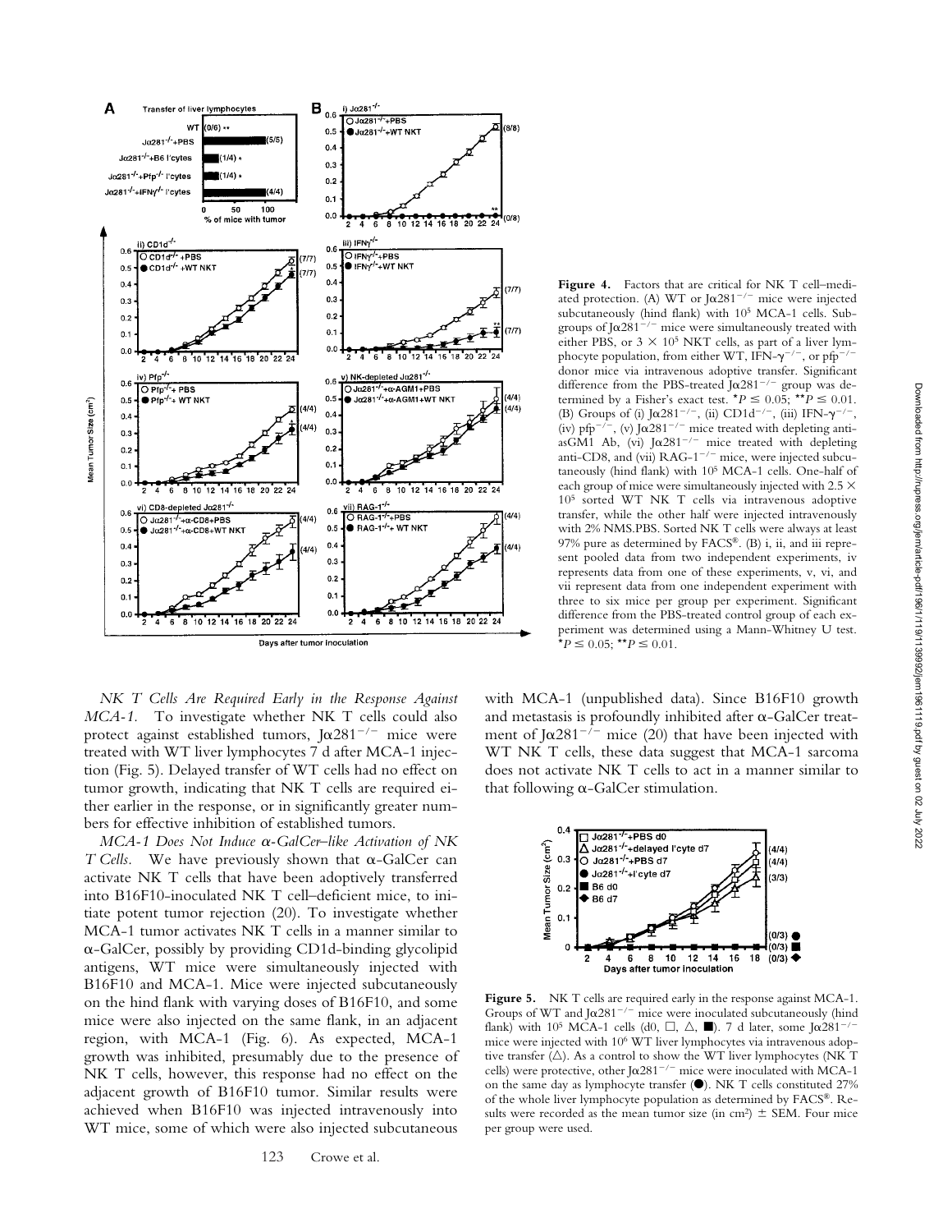**Figure 4.** Factors that are critical for NK T cell–mediated protection. (A) WT or $J\alpha281^{-/-}$ mice were injected subcutaneously (hind flank) with $10^5$ MCA-1 cells. Subgroups of $J\alpha281^{-/-}$ mice were simultaneously treated with either PBS, or $3 \times 10^5$ NKT cells, as part of a liver lymphocyte population, from either WT, IFN-$\gamma^{-/-}$, or pfp$^{-/-}$ donor mice via intravenous adoptive transfer. Significant difference from the PBS-treated $J\alpha281^{-/-}$ group was determined by a Fisher's exact test. $^*P \leq 0.05$; $^{**}P \leq 0.01$. (B) Groups of (i) $J\alpha281^{-/-}$, (ii) CD1d$^{-/-}$, (iii) IFN-$\gamma^{-/-}$, (iv) pfp$^{-/-}$, (v) $J\alpha281^{-/-}$ mice treated with depleting anti-asGM1 Ab, (vi) $J\alpha281^{-/-}$ mice treated with depleting anti-CD8, and (vii) RAG-1$^{-/-}$ mice, were injected subcutaneously (hind flank) with $10^5$ MCA-1 cells. One-half of each group of mice were simultaneously injected with $2.5 \times 10^5$ sorted WT NK T cells via intravenous adoptive transfer, while the other half were injected intravenously with 2% NMS.PBS. Sorted NK T cells were always at least 97% pure as determined by FACS®. (B) i, ii, and iii represent pooled data from two independent experiments, iv represents data from one of these experiments, v, vi, and vii represent data from one independent experiment with three to six mice per group per experiment. Significant difference from the PBS-treated control group of each experiment was determined using a Mann-Whitney U test. $^*P \leq 0.05$; $^{**}P \leq 0.01$.

*NK T Cells Are Required Early in the Response Against MCA-1.* To investigate whether NK T cells could also protect against established tumors, $J\alpha281^{-/-}$ mice were treated with WT liver lymphocytes 7 d after MCA-1 injection (Fig. 5). Delayed transfer of WT cells had no effect on tumor growth, indicating that NK T cells are required either earlier in the response, or in significantly greater numbers for effective inhibition of established tumors.

*MCA-1 Does Not Induce α-GalCer–like Activation of NK T Cells.* We have previously shown that α-GalCer can activate NK T cells that have been adoptively transferred into B16F10-inoculated NK T cell–deficient mice, to initiate potent tumor rejection (20). To investigate whether MCA-1 tumor activates NK T cells in a manner similar to α-GalCer, possibly by providing CD1d-binding glycolipid antigens, WT mice were simultaneously injected with B16F10 and MCA-1. Mice were injected subcutaneously on the hind flank with varying doses of B16F10, and some mice were also injected on the same flank, in an adjacent region, with MCA-1 (Fig. 6). As expected, MCA-1 growth was inhibited, presumably due to the presence of NK T cells, however, this response had no effect on the adjacent growth of B16F10 tumor. Similar results were achieved when B16F10 was injected intravenously into WT mice, some of which were also injected subcutaneous with MCA-1 (unpublished data). Since B16F10 growth and metastasis is profoundly inhibited after α-GalCer treatment of $J\alpha281^{-/-}$ mice (20) that have been injected with WT NK T cells, these data suggest that MCA-1 sarcoma does not activate NK T cells to act in a manner similar to that following α-GalCer stimulation.

**Figure 5.** NK T cells are required early in the response against MCA-1. Groups of WT and $J\alpha281^{-/-}$ mice were inoculated subcutaneously (hind flank) with $10^5$ MCA-1 cells (d0, □, △, ■). 7 d later, some $J\alpha281^{-/-}$ mice were injected with $10^6$ WT liver lymphocytes via intravenous adoptive transfer (△). As a control to show the WT liver lymphocytes (NK T cells) were protective, other $J\alpha281^{-/-}$ mice were inoculated with MCA-1 on the same day as lymphocyte transfer (●). NK T cells constituted 27% of the whole liver lymphocyte population as determined by FACS®. Results were recorded as the mean tumor size (in cm²) ± SEM. Four mice per group were used.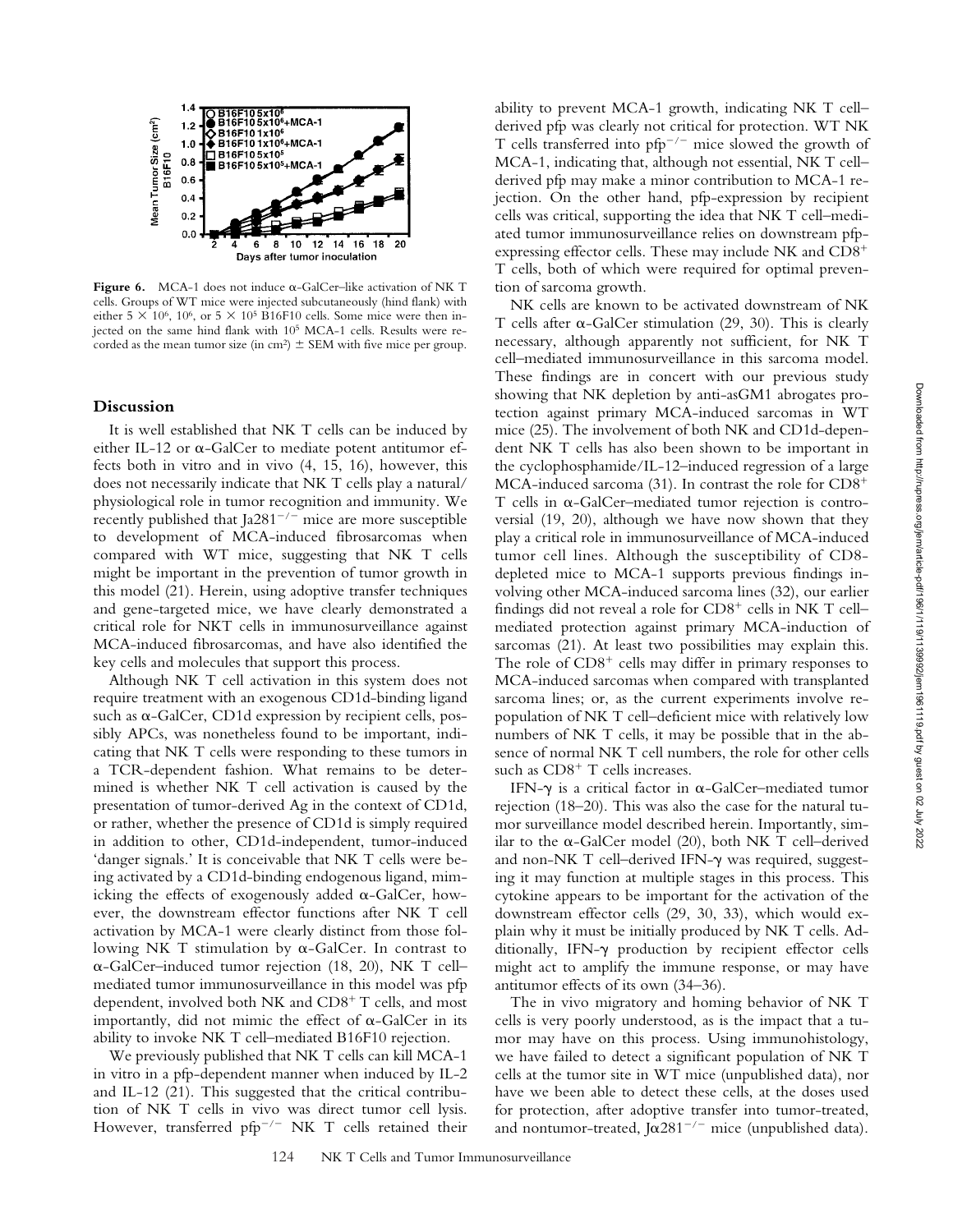**Figure 6.** MCA-1 does not induce α-GalCer–like activation of NK T cells. Groups of WT mice were injected subcutaneously (hind flank) with either $5 \times 10^6$, $10^6$, or $5 \times 10^5$ B16F10 cells. Some mice were then injected on the same hind flank with $10^5$ MCA-1 cells. Results were recorded as the mean tumor size (in cm²) ± SEM with five mice per group.

## Discussion

It is well established that NK T cells can be induced by either IL-12 or α-GalCer to mediate potent antitumor effects both in vitro and in vivo (4, 15, 16), however, this does not necessarily indicate that NK T cells play a natural/physiological role in tumor recognition and immunity. We recently published that Jα281$^{-/-}$ mice are more susceptible to development of MCA-induced fibrosarcomas when compared with WT mice, suggesting that NK T cells might be important in the prevention of tumor growth in this model (21). Herein, using adoptive transfer techniques and gene-targeted mice, we have clearly demonstrated a critical role for NKT cells in immunosurveillance against MCA-induced fibrosarcomas, and have also identified the key cells and molecules that support this process.

Although NK T cell activation in this system does not require treatment with an exogenous CD1d-binding ligand such as α-GalCer, CD1d expression by recipient cells, possibly APCs, was nonetheless found to be important, indicating that NK T cells were responding to these tumors in a TCR-dependent fashion. What remains to be determined is whether NK T cell activation is caused by the presentation of tumor-derived Ag in the context of CD1d, or rather, whether the presence of CD1d is simply required in addition to other, CD1d-independent, tumor-induced 'danger signals.' It is conceivable that NK T cells were being activated by a CD1d-binding endogenous ligand, mimicking the effects of exogenously added α-GalCer, however, the downstream effector functions after NK T cell activation by MCA-1 were clearly distinct from those following NK T stimulation by α-GalCer. In contrast to α-GalCer–induced tumor rejection (18, 20), NK T cell–mediated tumor immunosurveillance in this model was pfp dependent, involved both NK and CD8$^+$ T cells, and most importantly, did not mimic the effect of α-GalCer in its ability to invoke NK T cell–mediated B16F10 rejection.

We previously published that NK T cells can kill MCA-1 in vitro in a pfp-dependent manner when induced by IL-2 and IL-12 (21). This suggested that the critical contribution of NK T cells in vivo was direct tumor cell lysis. However, transferred pfp$^{-/-}$ NK T cells retained their ability to prevent MCA-1 growth, indicating NK T cell–derived pfp was clearly not critical for protection. WT NK T cells transferred into pfp$^{-/-}$ mice slowed the growth of MCA-1, indicating that, although not essential, NK T cell–derived pfp may make a minor contribution to MCA-1 rejection. On the other hand, pfp-expression by recipient cells was critical, supporting the idea that NK T cell–mediated tumor immunosurveillance relies on downstream pfp-expressing effector cells. These may include NK and CD8$^+$ T cells, both of which were required for optimal prevention of sarcoma growth.

NK cells are known to be activated downstream of NK T cells after α-GalCer stimulation (29, 30). This is clearly necessary, although apparently not sufficient, for NK T cell–mediated immunosurveillance in this sarcoma model. These findings are in concert with our previous study showing that NK depletion by anti-asGM1 abrogates protection against primary MCA-induced sarcomas in WT mice (25). The involvement of both NK and CD1d-dependent NK T cells has also been shown to be important in the cyclophosphamide/IL-12–induced regression of a large MCA-induced sarcoma (31). In contrast the role for CD8$^+$ T cells in α-GalCer–mediated tumor rejection is controversial (19, 20), although we have now shown that they play a critical role in immunosurveillance of MCA-induced tumor cell lines. Although the susceptibility of CD8-depleted mice to MCA-1 supports previous findings involving other MCA-induced sarcoma lines (32), our earlier findings did not reveal a role for CD8$^+$ cells in NK T cell–mediated protection against primary MCA-induction of sarcomas (21). At least two possibilities may explain this. The role of CD8$^+$ cells may differ in primary responses to MCA-induced sarcomas when compared with transplanted sarcoma lines; or, as the current experiments involve repopulation of NK T cell–deficient mice with relatively low numbers of NK T cells, it may be possible that in the absence of normal NK T cell numbers, the role for other cells such as CD8$^+$ T cells increases.

IFN-γ is a critical factor in α-GalCer–mediated tumor rejection (18–20). This was also the case for the natural tumor surveillance model described herein. Importantly, similar to the α-GalCer model (20), both NK T cell–derived and non-NK T cell–derived IFN-γ was required, suggesting it may function at multiple stages in this process. This cytokine appears to be important for the activation of the downstream effector cells (29, 30, 33), which would explain why it must be initially produced by NK T cells. Additionally, IFN-γ production by recipient effector cells might act to amplify the immune response, or may have antitumor effects of its own (34–36).

The in vivo migratory and homing behavior of NK T cells is very poorly understood, as is the impact that a tumor may have on this process. Using immunohistology, we have failed to detect a significant population of NK T cells at the tumor site in WT mice (unpublished data), nor have we been able to detect these cells, at the doses used for protection, after adoptive transfer into tumor-treated, and nontumor-treated, Jα281$^{-/-}$ mice (unpublished data).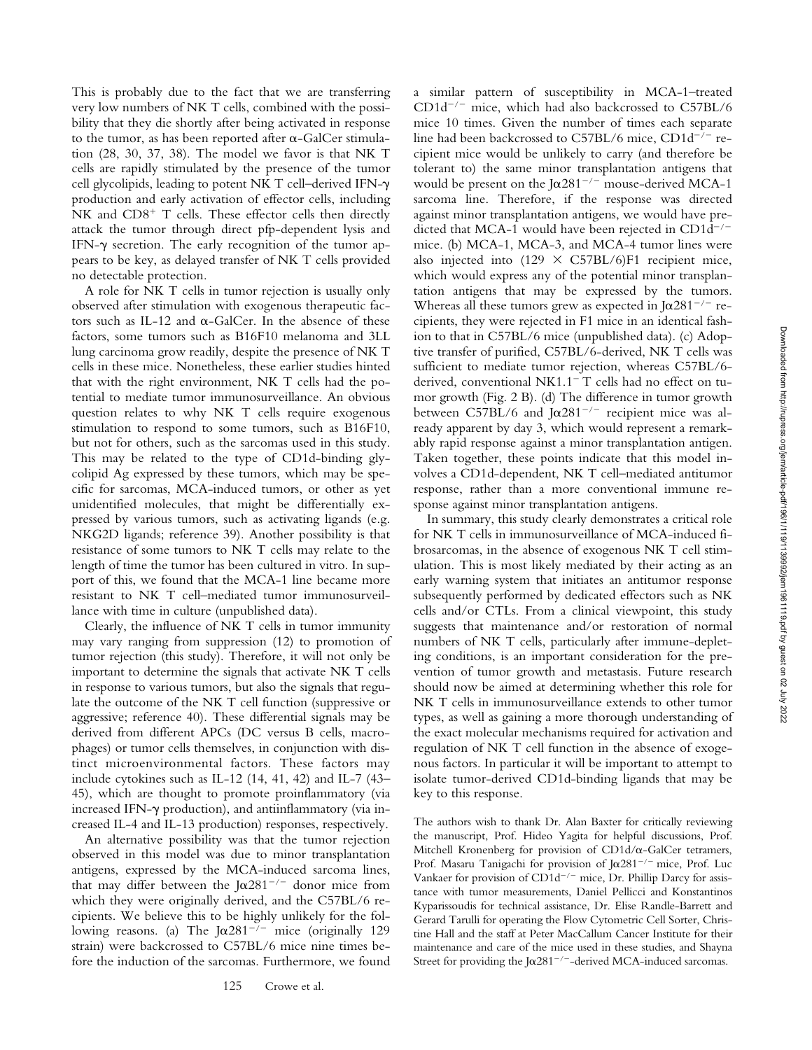This is probably due to the fact that we are transferring very low numbers of NK T cells, combined with the possibility that they die shortly after being activated in response to the tumor, as has been reported after α-GalCer stimulation (28, 30, 37, 38). The model we favor is that NK T cells are rapidly stimulated by the presence of the tumor cell glycolipids, leading to potent NK T cell–derived IFN-γ production and early activation of effector cells, including NK and $CD8^+$ T cells. These effector cells then directly attack the tumor through direct pfp-dependent lysis and IFN-γ secretion. The early recognition of the tumor appears to be key, as delayed transfer of NK T cells provided no detectable protection.

A role for NK T cells in tumor rejection is usually only observed after stimulation with exogenous therapeutic factors such as IL-12 and α-GalCer. In the absence of these factors, some tumors such as B16F10 melanoma and 3LL lung carcinoma grow readily, despite the presence of NK T cells in these mice. Nonetheless, these earlier studies hinted that with the right environment, NK T cells had the potential to mediate tumor immunosurveillance. An obvious question relates to why NK T cells require exogenous stimulation to respond to some tumors, such as B16F10, but not for others, such as the sarcomas used in this study. This may be related to the type of CD1d-binding glycolipid Ag expressed by these tumors, which may be specific for sarcomas, MCA-induced tumors, or other as yet unidentified molecules, that might be differentially expressed by various tumors, such as activating ligands (e.g. NKG2D ligands; reference 39). Another possibility is that resistance of some tumors to NK T cells may relate to the length of time the tumor has been cultured in vitro. In support of this, we found that the MCA-1 line became more resistant to NK T cell–mediated tumor immunosurveillance with time in culture (unpublished data).

Clearly, the influence of NK T cells in tumor immunity may vary ranging from suppression (12) to promotion of tumor rejection (this study). Therefore, it will not only be important to determine the signals that activate NK T cells in response to various tumors, but also the signals that regulate the outcome of the NK T cell function (suppressive or aggressive; reference 40). These differential signals may be derived from different APCs (DC versus B cells, macrophages) or tumor cells themselves, in conjunction with distinct microenvironmental factors. These factors may include cytokines such as IL-12 (14, 41, 42) and IL-7 (43–45), which are thought to promote proinflammatory (via increased IFN-γ production), and antiinflammatory (via increased IL-4 and IL-13 production) responses, respectively.

An alternative possibility was that the tumor rejection observed in this model was due to minor transplantation antigens, expressed by the MCA-induced sarcoma lines, that may differ between the $J\alpha281^{-/-}$ donor mice from which they were originally derived, and the C57BL/6 recipients. We believe this to be highly unlikely for the following reasons. (a) The $J\alpha281^{-/-}$ mice (originally 129 strain) were backcrossed to C57BL/6 mice nine times before the induction of the sarcomas. Furthermore, we found a similar pattern of susceptibility in MCA-1–treated $CD1d^{-/-}$ mice, which had also backcrossed to C57BL/6 mice 10 times. Given the number of times each separate line had been backcrossed to C57BL/6 mice, $CD1d^{-/-}$ recipient mice would be unlikely to carry (and therefore be tolerant to) the same minor transplantation antigens that would be present on the $J\alpha281^{-/-}$ mouse-derived MCA-1 sarcoma line. Therefore, if the response was directed against minor transplantation antigens, we would have predicted that MCA-1 would have been rejected in $CD1d^{-/-}$ mice. (b) MCA-1, MCA-3, and MCA-4 tumor lines were also injected into (129 × C57BL/6)F1 recipient mice, which would express any of the potential minor transplantation antigens that may be expressed by the tumors. Whereas all these tumors grew as expected in $J\alpha281^{-/-}$ recipients, they were rejected in F1 mice in an identical fashion to that in C57BL/6 mice (unpublished data). (c) Adoptive transfer of purified, C57BL/6-derived, NK T cells was sufficient to mediate tumor rejection, whereas C57BL/6-derived, conventional $NK1.1^-$ T cells had no effect on tumor growth (Fig. 2 B). (d) The difference in tumor growth between C57BL/6 and $J\alpha281^{-/-}$ recipient mice was already apparent by day 3, which would represent a remarkably rapid response against a minor transplantation antigen. Taken together, these points indicate that this model involves a CD1d-dependent, NK T cell–mediated antitumor response, rather than a more conventional immune response against minor transplantation antigens.

In summary, this study clearly demonstrates a critical role for NK T cells in immunosurveillance of MCA-induced fibrosarcomas, in the absence of exogenous NK T cell stimulation. This is most likely mediated by their acting as an early warning system that initiates an antitumor response subsequently performed by dedicated effectors such as NK cells and/or CTLs. From a clinical viewpoint, this study suggests that maintenance and/or restoration of normal numbers of NK T cells, particularly after immune-depleting conditions, is an important consideration for the prevention of tumor growth and metastasis. Future research should now be aimed at determining whether this role for NK T cells in immunosurveillance extends to other tumor types, as well as gaining a more thorough understanding of the exact molecular mechanisms required for activation and regulation of NK T cell function in the absence of exogenous factors. In particular it will be important to attempt to isolate tumor-derived CD1d-binding ligands that may be key to this response.

The authors wish to thank Dr. Alan Baxter for critically reviewing the manuscript, Prof. Hideo Yagita for helpful discussions, Prof. Mitchell Kronenberg for provision of CD1d/α-GalCer tetramers, Prof. Masaru Tanigachi for provision of $J\alpha281^{-/-}$ mice, Prof. Luc Vankaer for provision of $CD1d^{-/-}$ mice, Dr. Phillip Darcy for assistance with tumor measurements, Daniel Pellicci and Konstantinos Kyparissoudis for technical assistance, Dr. Elise Randle-Barrett and Gerard Tarulli for operating the Flow Cytometric Cell Sorter, Christine Hall and the staff at Peter MacCallum Cancer Institute for their maintenance and care of the mice used in these studies, and Shayna Street for providing the $J\alpha281^{-/-}$-derived MCA-induced sarcomas.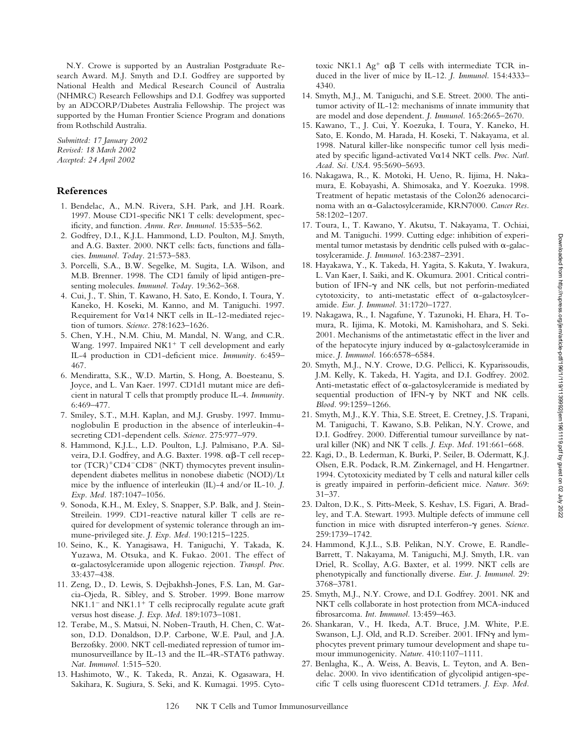N.Y. Crowe is supported by an Australian Postgraduate Research Award. M.J. Smyth and D.I. Godfrey are supported by National Health and Medical Research Council of Australia (NHMRC) Research Fellowships and D.I. Godfrey was supported by an ADCORP/Diabetes Australia Fellowship. The project was supported by the Human Frontier Science Program and donations from Rothschild Australia.

*Submitted: 17 January 2002*
*Revised: 18 March 2002*
*Accepted: 24 April 2002*

## References

1. Bendelac, A., M.N. Rivera, S.H. Park, and J.H. Roark. 1997. Mouse CD1-specific NK1 T cells: development, specificity, and function. *Annu. Rev. Immunol.* 15:535–562.
2. Godfrey, D.I., K.J.L. Hammond, L.D. Poulton, M.J. Smyth, and A.G. Baxter. 2000. NKT cells: facts, functions and fallacies. *Immunol. Today.* 21:573–583.
3. Porcelli, S.A., B.W. Segelke, M. Sugita, I.A. Wilson, and M.B. Brenner. 1998. The CD1 family of lipid antigen-presenting molecules. *Immunol. Today.* 19:362–368.
4. Cui, J., T. Shin, T. Kawano, H. Sato, E. Kondo, I. Toura, Y. Kaneko, H. Koseki, M. Kanno, and M. Taniguchi. 1997. Requirement for Vα14 NKT cells in IL-12-mediated rejection of tumors. *Science.* 278:1623–1626.
5. Chen, Y.H., N.M. Chiu, M. Mandal, N. Wang, and C.R. Wang. 1997. Impaired NK1$^+$ T cell development and early IL-4 production in CD1-deficient mice. *Immunity.* 6:459–467.
6. Mendiratta, S.K., W.D. Martin, S. Hong, A. Boesteanu, S. Joyce, and L. Van Kaer. 1997. CD1d1 mutant mice are deficient in natural T cells that promptly produce IL-4. *Immunity.* 6:469–477.
7. Smiley, S.T., M.H. Kaplan, and M.J. Grusby. 1997. Immunoglobulin E production in the absence of interleukin-4-secreting CD1-dependent cells. *Science.* 275:977–979.
8. Hammond, K.J.L., L.D. Poulton, L.J. Palmisano, P.A. Silveira, D.I. Godfrey, and A.G. Baxter. 1998. αβ-T cell receptor (TCR)$^+$CD4$^-$CD8$^-$ (NKT) thymocytes prevent insulin-dependent diabetes mellitus in nonobese diabetic (NOD)/Lt mice by the influence of interleukin (IL)-4 and/or IL-10. *J. Exp. Med.* 187:1047–1056.
9. Sonoda, K.H., M. Exley, S. Snapper, S.P. Balk, and J. Stein-Streilein. 1999. CD1-reactive natural killer T cells are required for development of systemic tolerance through an immune-privileged site. *J. Exp. Med.* 190:1215–1225.
10. Seino, K., K. Yanagisawa, H. Taniguchi, Y. Takada, K. Yuzawa, M. Otsuka, and K. Fukao. 2001. The effect of α-galactosylceramide upon allogenic rejection. *Transpl. Proc.* 33:437–438.
11. Zeng, D., D. Lewis, S. Dejbakhsh-Jones, F.S. Lan, M. Garcia-Ojeda, R. Sibley, and S. Strober. 1999. Bone marrow NK1.1$^-$ and NK1.1$^+$ T cells reciprocally regulate acute graft versus host disease. *J. Exp. Med.* 189:1073–1081.
12. Terabe, M., S. Matsui, N. Noben-Trauth, H. Chen, C. Watson, D.D. Donaldson, D.P. Carbone, W.E. Paul, and J.A. Berzofsky. 2000. NKT cell-mediated repression of tumor immunosurveillance by IL-13 and the IL-4R-STAT6 pathway. *Nat. Immunol.* 1:515–520.
13. Hashimoto, W., K. Takeda, R. Anzai, K. Ogasawara, H. Sakihara, K. Sugiura, S. Seki, and K. Kumagai. 1995. Cytotoxic NK1.1 Ag$^+$ αβ T cells with intermediate TCR induced in the liver of mice by IL-12. *J. Immunol.* 154:4333–4340.
14. Smyth, M.J., M. Taniguchi, and S.E. Street. 2000. The anti-tumor activity of IL-12: mechanisms of innate immunity that are model and dose dependent. *J. Immunol.* 165:2665–2670.
15. Kawano, T., J. Cui, Y. Koezuka, I. Toura, Y. Kaneko, H. Sato, E. Kondo, M. Harada, H. Koseki, T. Nakayama, et al. 1998. Natural killer-like nonspecific tumor cell lysis mediated by specific ligand-activated Vα14 NKT cells. *Proc. Natl. Acad. Sci. USA.* 95:5690–5693.
16. Nakagawa, R., K. Motoki, H. Ueno, R. Iijima, H. Nakamura, E. Kobayashi, A. Shimosaka, and Y. Koezuka. 1998. Treatment of hepatic metastasis of the Colon26 adenocarcinoma with an α-Galactosylceramide, KRN7000. *Cancer Res.* 58:1202–1207.
17. Toura, I., T. Kawano, Y. Akutsu, T. Nakayama, T. Ochiai, and M. Taniguchi. 1999. Cutting edge: inhibition of experimental tumor metastasis by dendritic cells pulsed with α-galactosylceramide. *J. Immunol.* 163:2387–2391.
18. Hayakawa, Y., K. Takeda, H. Yagita, S. Kakuta, Y. Iwakura, L. Van Kaer, I. Saiki, and K. Okumura. 2001. Critical contribution of IFN-γ and NK cells, but not perforin-mediated cytotoxicity, to anti-metastatic effect of α-galactosylceramide. *Eur. J. Immunol.* 31:1720–1727.
19. Nakagawa, R., I. Nagafune, Y. Tazunoki, H. Ehara, H. Tomura, R. Iijima, K. Motoki, M. Kamishohara, and S. Seki. 2001. Mechanisms of the antimetastatic effect in the liver and of the hepatocyte injury induced by α-galactosylceramide in mice. *J. Immunol.* 166:6578–6584.
20. Smyth, M.J., N.Y. Crowe, D.G. Pellicci, K. Kyparissoudis, J.M. Kelly, K. Takeda, H. Yagita, and D.I. Godfrey. 2002. Anti-metastatic effect of α-galactosylceramide is mediated by sequential production of IFN-γ by NKT and NK cells. *Blood.* 99:1259–1266.
21. Smyth, M.J., K.Y. Thia, S.E. Street, E. Cretney, J.S. Trapani, M. Taniguchi, T. Kawano, S.B. Pelikan, N.Y. Crowe, and D.I. Godfrey. 2000. Differential tumour surveillance by natural killer (NK) and NK T cells. *J. Exp. Med.* 191:661–668.
22. Kagi, D., B. Lederman, K. Burki, P. Seiler, B. Odermatt, K.J. Olsen, E.R. Podack, R.M. Zinkernagel, and H. Hengartner. 1994. Cytotoxicity mediated by T cells and natural killer cells is greatly impaired in perforin-deficient mice. *Nature.* 369:31–37.
23. Dalton, D.K., S. Pitts-Meek, S. Keshav, I.S. Figari, A. Bradley, and T.A. Stewart. 1993. Multiple defects of immune cell function in mice with disrupted interferon-γ genes. *Science.* 259:1739–1742.
24. Hammond, K.J.L., S.B. Pelikan, N.Y. Crowe, E. Randle-Barrett, T. Nakayama, M. Taniguchi, M.J. Smyth, I.R. van Driel, R. Scollay, A.G. Baxter, et al. 1999. NKT cells are phenotypically and functionally diverse. *Eur. J. Immunol.* 29:3768–3781.
25. Smyth, M.J., N.Y. Crowe, and D.I. Godfrey. 2001. NK and NKT cells collaborate in host protection from MCA-induced fibrosarcoma. *Int. Immunol.* 13:459–463.
26. Shankaran, V., H. Ikeda, A.T. Bruce, J.M. White, P.E. Swanson, L.J. Old, and R.D. Schreiber. 2001. IFNγ and lymphocytes prevent primary tumour development and shape tumour immunogenicity. *Nature.* 410:1107–1111.
27. Benlagha, K., A. Weiss, A. Beavis, L. Teyton, and A. Bendelac. 2000. In vivo identification of glycolipid antigen-specific T cells using fluorescent CD1d tetramers. *J. Exp. Med.*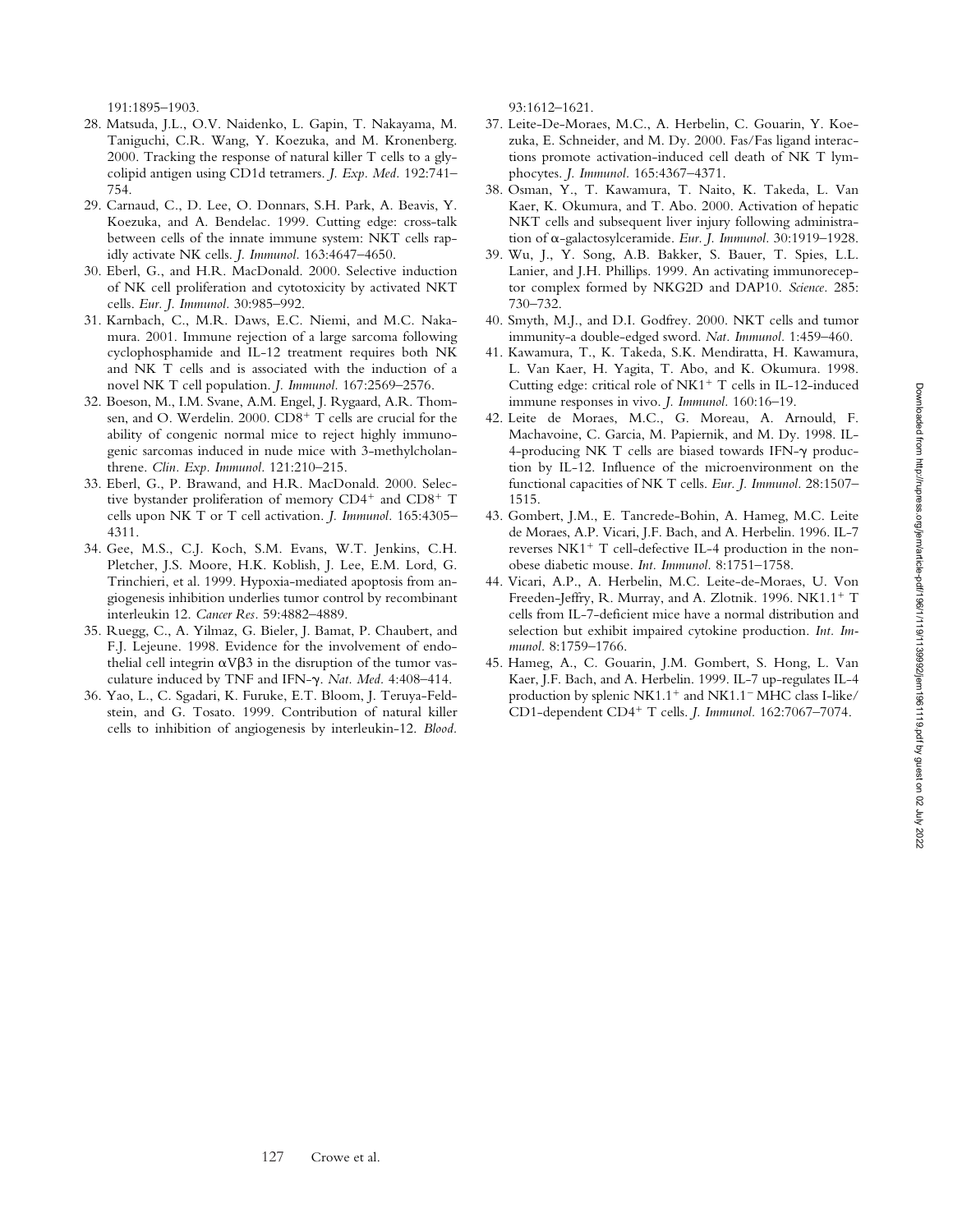191:1895–1903.

28. Matsuda, J.L., O.V. Naidenko, L. Gapin, T. Nakayama, M. Taniguchi, C.R. Wang, Y. Koezuka, and M. Kronenberg. 2000. Tracking the response of natural killer T cells to a glycolipid antigen using CD1d tetramers. *J. Exp. Med.* 192:741–754.
29. Carnaud, C., D. Lee, O. Donnars, S.H. Park, A. Beavis, Y. Koezuka, and A. Bendelac. 1999. Cutting edge: cross-talk between cells of the innate immune system: NKT cells rapidly activate NK cells. *J. Immunol.* 163:4647–4650.
30. Eberl, G., and H.R. MacDonald. 2000. Selective induction of NK cell proliferation and cytotoxicity by activated NKT cells. *Eur. J. Immunol.* 30:985–992.
31. Karnbach, C., M.R. Daws, E.C. Niemi, and M.C. Nakamura. 2001. Immune rejection of a large sarcoma following cyclophosphamide and IL-12 treatment requires both NK and NK T cells and is associated with the induction of a novel NK T cell population. *J. Immunol.* 167:2569–2576.
32. Boeson, M., I.M. Svane, A.M. Engel, J. Rygaard, A.R. Thomsen, and O. Werdelin. 2000. $CD8^+$ T cells are crucial for the ability of congenic normal mice to reject highly immunogenic sarcomas induced in nude mice with 3-methylcholanthrene. *Clin. Exp. Immunol.* 121:210–215.
33. Eberl, G., P. Brawand, and H.R. MacDonald. 2000. Selective bystander proliferation of memory $CD4^+$ and $CD8^+$ T cells upon NK T or T cell activation. *J. Immunol.* 165:4305–4311.
34. Gee, M.S., C.J. Koch, S.M. Evans, W.T. Jenkins, C.H. Pletcher, J.S. Moore, H.K. Koblish, J. Lee, E.M. Lord, G. Trinchieri, et al. 1999. Hypoxia-mediated apoptosis from angiogenesis inhibition underlies tumor control by recombinant interleukin 12. *Cancer Res.* 59:4882–4889.
35. Ruegg, C., A. Yilmaz, G. Bieler, J. Bamat, P. Chaubert, and F.J. Lejeune. 1998. Evidence for the involvement of endothelial cell integrin $\alpha V\beta 3$ in the disruption of the tumor vasculature induced by TNF and IFN-$\gamma$. *Nat. Med.* 4:408–414.
36. Yao, L., C. Sgadari, K. Furuke, E.T. Bloom, J. Teruya-Feldstein, and G. Tosato. 1999. Contribution of natural killer cells to inhibition of angiogenesis by interleukin-12. *Blood.* 93:1612–1621.
37. Leite-De-Moraes, M.C., A. Herbelin, C. Gouarin, Y. Koezuka, E. Schneider, and M. Dy. 2000. Fas/Fas ligand interactions promote activation-induced cell death of NK T lymphocytes. *J. Immunol.* 165:4367–4371.
38. Osman, Y., T. Kawamura, T. Naito, K. Takeda, L. Van Kaer, K. Okumura, and T. Abo. 2000. Activation of hepatic NKT cells and subsequent liver injury following administration of $\alpha$-galactosylceramide. *Eur. J. Immunol.* 30:1919–1928.
39. Wu, J., Y. Song, A.B. Bakker, S. Bauer, T. Spies, L.L. Lanier, and J.H. Phillips. 1999. An activating immunoreceptor complex formed by NKG2D and DAP10. *Science.* 285: 730–732.
40. Smyth, M.J., and D.I. Godfrey. 2000. NKT cells and tumor immunity-a double-edged sword. *Nat. Immunol.* 1:459–460.
41. Kawamura, T., K. Takeda, S.K. Mendiratta, H. Kawamura, L. Van Kaer, H. Yagita, T. Abo, and K. Okumura. 1998. Cutting edge: critical role of $NK1^+$ T cells in IL-12-induced immune responses in vivo. *J. Immunol.* 160:16–19.
42. Leite de Moraes, M.C., G. Moreau, A. Arnould, F. Machavoine, C. Garcia, M. Papiernik, and M. Dy. 1998. IL-4-producing NK T cells are biased towards IFN-$\gamma$ production by IL-12. Influence of the microenvironment on the functional capacities of NK T cells. *Eur. J. Immunol.* 28:1507–1515.
43. Gombert, J.M., E. Tancrede-Bohin, A. Hameg, M.C. Leite de Moraes, A.P. Vicari, J.F. Bach, and A. Herbelin. 1996. IL-7 reverses $NK1^+$ T cell-defective IL-4 production in the non-obese diabetic mouse. *Int. Immunol.* 8:1751–1758.
44. Vicari, A.P., A. Herbelin, M.C. Leite-de-Moraes, U. Von Freeden-Jeffry, R. Murray, and A. Zlotnik. 1996. $NK1.1^+$ T cells from IL-7-deficient mice have a normal distribution and selection but exhibit impaired cytokine production. *Int. Immunol.* 8:1759–1766.
45. Hameg, A., C. Gouarin, J.M. Gombert, S. Hong, L. Van Kaer, J.F. Bach, and A. Herbelin. 1999. IL-7 up-regulates IL-4 production by splenic $NK1.1^+$ and $NK1.1^-$ MHC class I-like/CD1-dependent $CD4^+$ T cells. *J. Immunol.* 162:7067–7074.